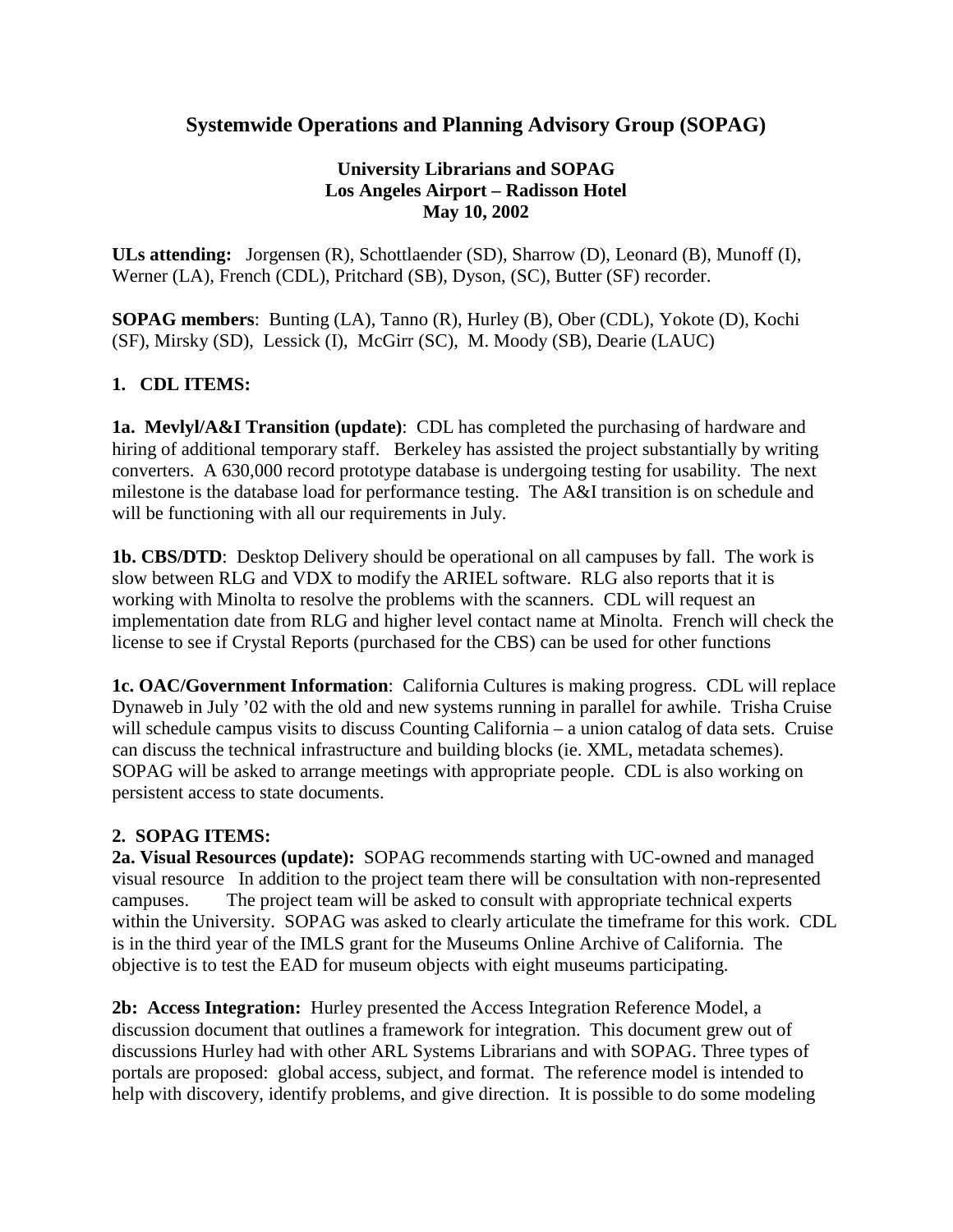# Systemwide Operations and Planning Advisory Group (SOPAG)

**University Librarians and SOPAG**
**Los Angeles Airport – Radisson Hotel**
**May 10, 2002**

**ULs attending:** Jorgensen (R), Schottlaender (SD), Sharrow (D), Leonard (B), Munoff (I), Werner (LA), French (CDL), Pritchard (SB), Dyson, (SC), Butter (SF) recorder.

**SOPAG members**: Bunting (LA), Tanno (R), Hurley (B), Ober (CDL), Yokote (D), Kochi (SF), Mirsky (SD), Lessick (I), McGirr (SC), M. Moody (SB), Dearie (LAUC)

## 1. CDL ITEMS:

**1a. Mevlyl/A&I Transition (update)**: CDL has completed the purchasing of hardware and hiring of additional temporary staff. Berkeley has assisted the project substantially by writing converters. A 630,000 record prototype database is undergoing testing for usability. The next milestone is the database load for performance testing. The A&I transition is on schedule and will be functioning with all our requirements in July.

**1b. CBS/DTD**: Desktop Delivery should be operational on all campuses by fall. The work is slow between RLG and VDX to modify the ARIEL software. RLG also reports that it is working with Minolta to resolve the problems with the scanners. CDL will request an implementation date from RLG and higher level contact name at Minolta. French will check the license to see if Crystal Reports (purchased for the CBS) can be used for other functions

**1c. OAC/Government Information**: California Cultures is making progress. CDL will replace Dynaweb in July '02 with the old and new systems running in parallel for awhile. Trisha Cruise will schedule campus visits to discuss Counting California – a union catalog of data sets. Cruise can discuss the technical infrastructure and building blocks (ie. XML, metadata schemes). SOPAG will be asked to arrange meetings with appropriate people. CDL is also working on persistent access to state documents.

## 2. SOPAG ITEMS:

**2a. Visual Resources (update):** SOPAG recommends starting with UC-owned and managed visual resource In addition to the project team there will be consultation with non-represented campuses. The project team will be asked to consult with appropriate technical experts within the University. SOPAG was asked to clearly articulate the timeframe for this work. CDL is in the third year of the IMLS grant for the Museums Online Archive of California. The objective is to test the EAD for museum objects with eight museums participating.

**2b: Access Integration:** Hurley presented the Access Integration Reference Model, a discussion document that outlines a framework for integration. This document grew out of discussions Hurley had with other ARL Systems Librarians and with SOPAG. Three types of portals are proposed: global access, subject, and format. The reference model is intended to help with discovery, identify problems, and give direction. It is possible to do some modeling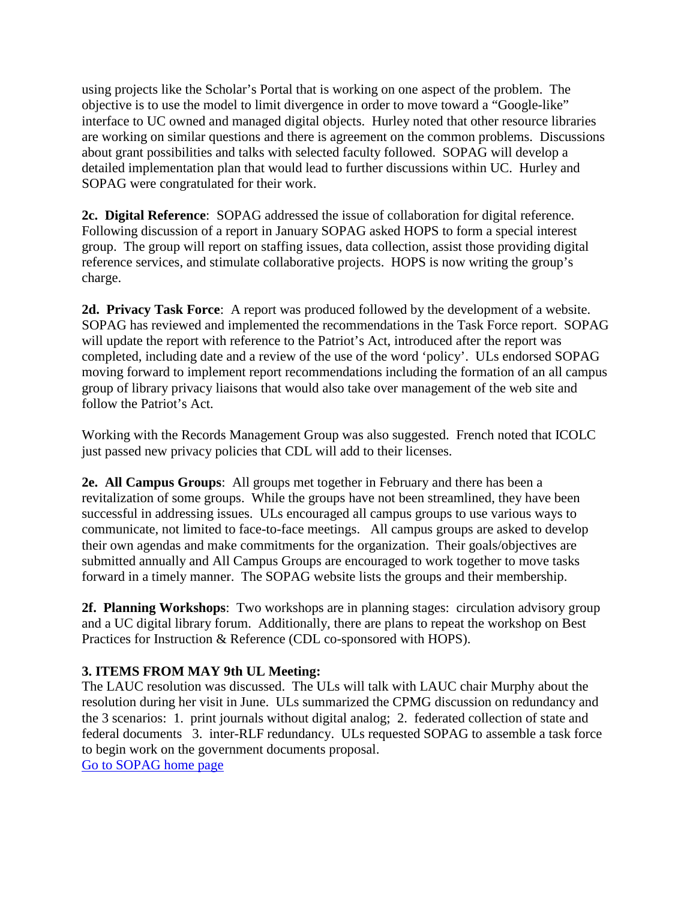using projects like the Scholar's Portal that is working on one aspect of the problem. The objective is to use the model to limit divergence in order to move toward a "Google-like" interface to UC owned and managed digital objects. Hurley noted that other resource libraries are working on similar questions and there is agreement on the common problems. Discussions about grant possibilities and talks with selected faculty followed. SOPAG will develop a detailed implementation plan that would lead to further discussions within UC. Hurley and SOPAG were congratulated for their work.

**2c. Digital Reference**: SOPAG addressed the issue of collaboration for digital reference. Following discussion of a report in January SOPAG asked HOPS to form a special interest group. The group will report on staffing issues, data collection, assist those providing digital reference services, and stimulate collaborative projects. HOPS is now writing the group's charge.

**2d. Privacy Task Force**: A report was produced followed by the development of a website. SOPAG has reviewed and implemented the recommendations in the Task Force report. SOPAG will update the report with reference to the Patriot's Act, introduced after the report was completed, including date and a review of the use of the word 'policy'. ULs endorsed SOPAG moving forward to implement report recommendations including the formation of an all campus group of library privacy liaisons that would also take over management of the web site and follow the Patriot's Act.

Working with the Records Management Group was also suggested. French noted that ICOLC just passed new privacy policies that CDL will add to their licenses.

**2e. All Campus Groups**: All groups met together in February and there has been a revitalization of some groups. While the groups have not been streamlined, they have been successful in addressing issues. ULs encouraged all campus groups to use various ways to communicate, not limited to face-to-face meetings. All campus groups are asked to develop their own agendas and make commitments for the organization. Their goals/objectives are submitted annually and All Campus Groups are encouraged to work together to move tasks forward in a timely manner. The SOPAG website lists the groups and their membership.

**2f. Planning Workshops**: Two workshops are in planning stages: circulation advisory group and a UC digital library forum. Additionally, there are plans to repeat the workshop on Best Practices for Instruction & Reference (CDL co-sponsored with HOPS).

**3. ITEMS FROM MAY 9th UL Meeting:**

The LAUC resolution was discussed. The ULs will talk with LAUC chair Murphy about the resolution during her visit in June. ULs summarized the CPMG discussion on redundancy and the 3 scenarios: 1. print journals without digital analog; 2. federated collection of state and federal documents 3. inter-RLF redundancy. ULs requested SOPAG to assemble a task force to begin work on the government documents proposal.

[Go to SOPAG home page]